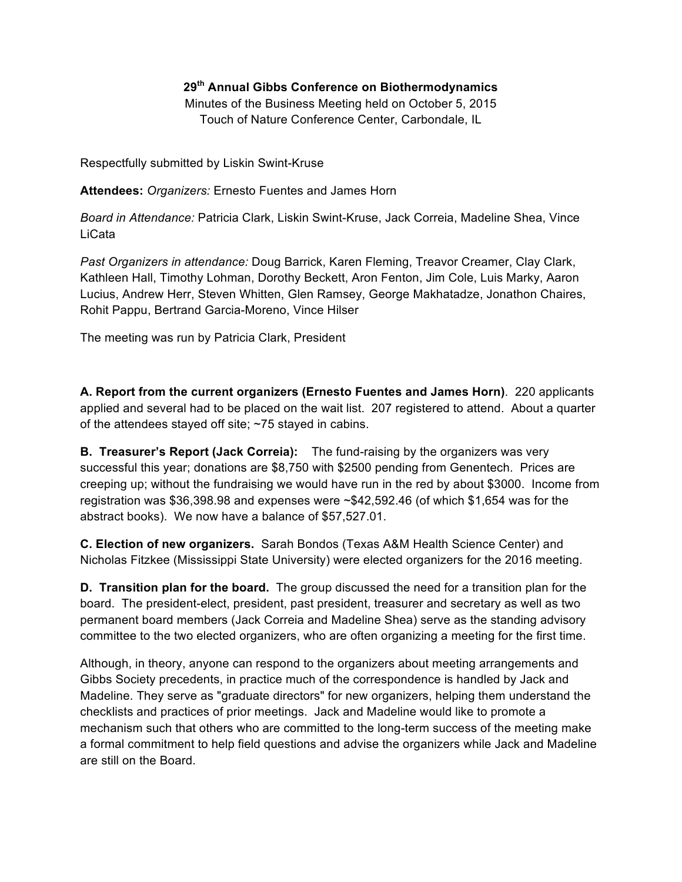**29th Annual Gibbs Conference on Biothermodynamics**

Minutes of the Business Meeting held on October 5, 2015

Touch of Nature Conference Center, Carbondale, IL

Respectfully submitted by Liskin Swint-Kruse

**Attendees:** *Organizers:* Ernesto Fuentes and James Horn

*Board in Attendance:* Patricia Clark, Liskin Swint-Kruse, Jack Correia, Madeline Shea, Vince LiCata

*Past Organizers in attendance:* Doug Barrick, Karen Fleming, Treavor Creamer, Clay Clark, Kathleen Hall, Timothy Lohman, Dorothy Beckett, Aron Fenton, Jim Cole, Luis Marky, Aaron Lucius, Andrew Herr, Steven Whitten, Glen Ramsey, George Makhatadze, Jonathon Chaires, Rohit Pappu, Bertrand Garcia-Moreno, Vince Hilser

The meeting was run by Patricia Clark, President

**A. Report from the current organizers (Ernesto Fuentes and James Horn)**. 220 applicants applied and several had to be placed on the wait list. 207 registered to attend. About a quarter of the attendees stayed off site; ~75 stayed in cabins.

**B. Treasurer's Report (Jack Correia):** The fund-raising by the organizers was very successful this year; donations are $8,750 with $2500 pending from Genentech. Prices are creeping up; without the fundraising we would have run in the red by about $3000. Income from registration was $36,398.98 and expenses were ~$42,592.46 (of which $1,654 was for the abstract books). We now have a balance of $57,527.01.

**C. Election of new organizers.** Sarah Bondos (Texas A&M Health Science Center) and Nicholas Fitzkee (Mississippi State University) were elected organizers for the 2016 meeting.

**D. Transition plan for the board.** The group discussed the need for a transition plan for the board. The president-elect, president, past president, treasurer and secretary as well as two permanent board members (Jack Correia and Madeline Shea) serve as the standing advisory committee to the two elected organizers, who are often organizing a meeting for the first time.

Although, in theory, anyone can respond to the organizers about meeting arrangements and Gibbs Society precedents, in practice much of the correspondence is handled by Jack and Madeline. They serve as "graduate directors" for new organizers, helping them understand the checklists and practices of prior meetings. Jack and Madeline would like to promote a mechanism such that others who are committed to the long-term success of the meeting make a formal commitment to help field questions and advise the organizers while Jack and Madeline are still on the Board.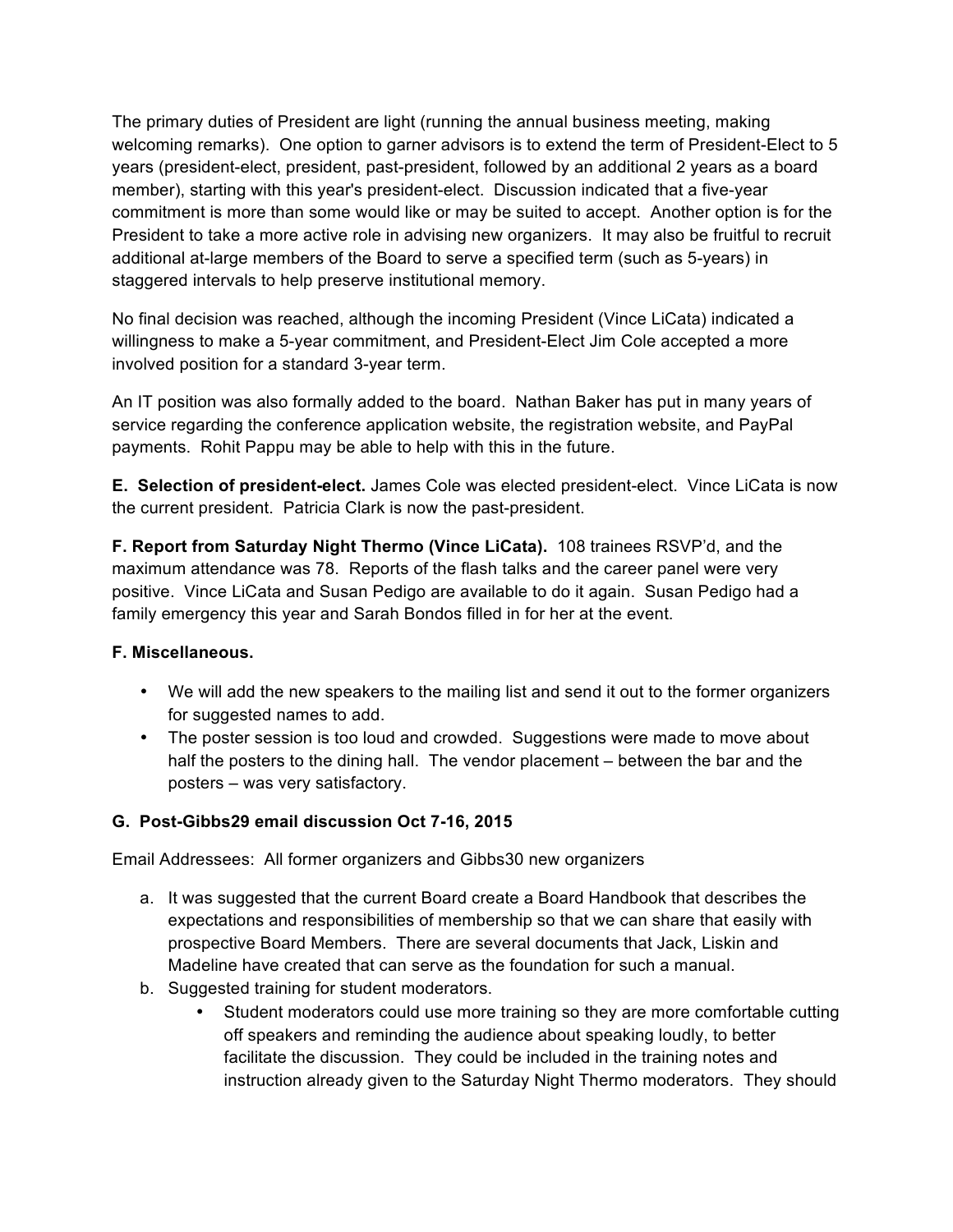The primary duties of President are light (running the annual business meeting, making welcoming remarks). One option to garner advisors is to extend the term of President-Elect to 5 years (president-elect, president, past-president, followed by an additional 2 years as a board member), starting with this year's president-elect. Discussion indicated that a five-year commitment is more than some would like or may be suited to accept. Another option is for the President to take a more active role in advising new organizers. It may also be fruitful to recruit additional at-large members of the Board to serve a specified term (such as 5-years) in staggered intervals to help preserve institutional memory.

No final decision was reached, although the incoming President (Vince LiCata) indicated a willingness to make a 5-year commitment, and President-Elect Jim Cole accepted a more involved position for a standard 3-year term.

An IT position was also formally added to the board. Nathan Baker has put in many years of service regarding the conference application website, the registration website, and PayPal payments. Rohit Pappu may be able to help with this in the future.

**E. Selection of president-elect.** James Cole was elected president-elect. Vince LiCata is now the current president. Patricia Clark is now the past-president.

**F. Report from Saturday Night Thermo (Vince LiCata).** 108 trainees RSVP'd, and the maximum attendance was 78. Reports of the flash talks and the career panel were very positive. Vince LiCata and Susan Pedigo are available to do it again. Susan Pedigo had a family emergency this year and Sarah Bondos filled in for her at the event.

**F. Miscellaneous.**

- We will add the new speakers to the mailing list and send it out to the former organizers for suggested names to add.
- The poster session is too loud and crowded. Suggestions were made to move about half the posters to the dining hall. The vendor placement – between the bar and the posters – was very satisfactory.

**G. Post-Gibbs29 email discussion Oct 7-16, 2015**

Email Addressees: All former organizers and Gibbs30 new organizers

a. It was suggested that the current Board create a Board Handbook that describes the expectations and responsibilities of membership so that we can share that easily with prospective Board Members. There are several documents that Jack, Liskin and Madeline have created that can serve as the foundation for such a manual.
b. Suggested training for student moderators.
    - Student moderators could use more training so they are more comfortable cutting off speakers and reminding the audience about speaking loudly, to better facilitate the discussion. They could be included in the training notes and instruction already given to the Saturday Night Thermo moderators. They should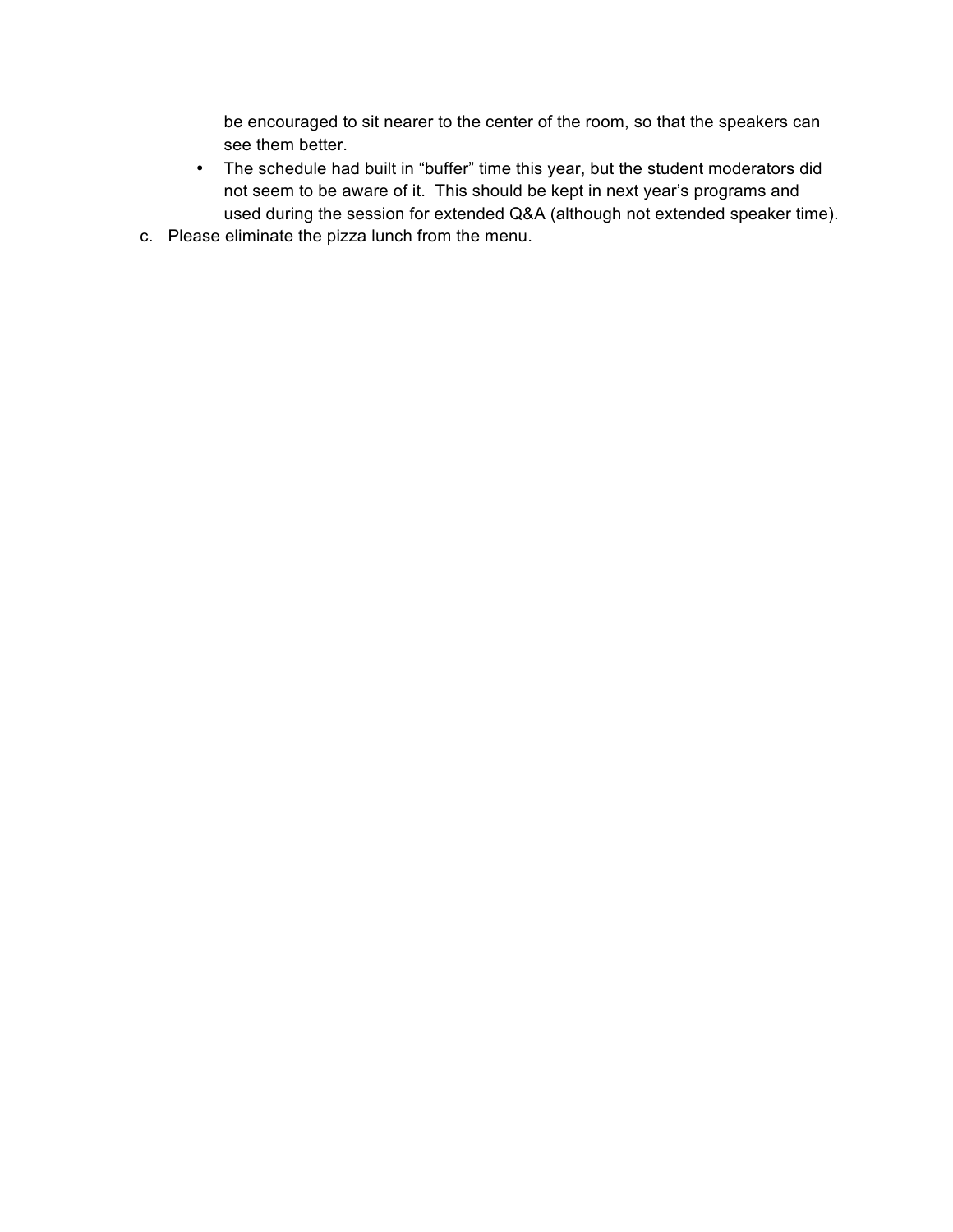be encouraged to sit nearer to the center of the room, so that the speakers can see them better.

- The schedule had built in “buffer” time this year, but the student moderators did not seem to be aware of it. This should be kept in next year’s programs and used during the session for extended Q&A (although not extended speaker time).

c. Please eliminate the pizza lunch from the menu.